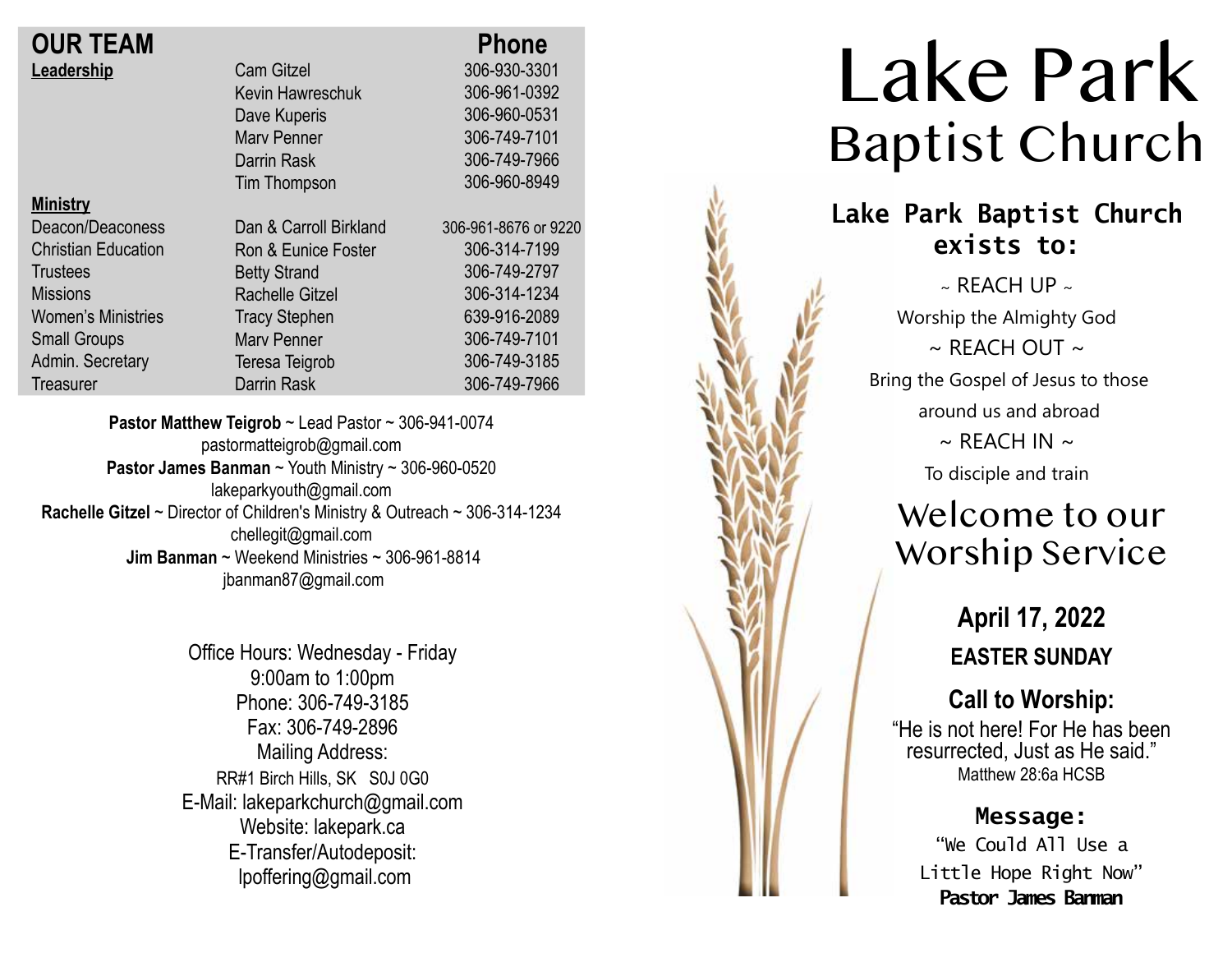## OUR TEAM

| | | Phone |
|---|---|---|
| **Leadership** | Cam Gitzel | 306-930-3301 |
| | Kevin Hawreschuk | 306-961-0392 |
| | Dave Kuperis | 306-960-0531 |
| | Marv Penner | 306-749-7101 |
| | Darrin Rask | 306-749-7966 |
| | Tim Thompson | 306-960-8949 |
| **Ministry** | | |
| Deacon/Deaconess | Dan & Carroll Birkland | 306-961-8676 or 9220 |
| Christian Education | Ron & Eunice Foster | 306-314-7199 |
| Trustees | Betty Strand | 306-749-2797 |
| Missions | Rachelle Gitzel | 306-314-1234 |
| Women's Ministries | Tracy Stephen | 639-916-2089 |
| Small Groups | Marv Penner | 306-749-7101 |
| Admin. Secretary | Teresa Teigrob | 306-749-3185 |
| Treasurer | Darrin Rask | 306-749-7966 |

**Pastor Matthew Teigrob** ~ Lead Pastor ~ 306-941-0074
pastormatteigrob@gmail.com
**Pastor James Banman** ~ Youth Ministry ~ 306-960-0520
lakeparkyouth@gmail.com
**Rachelle Gitzel** ~ Director of Children's Ministry & Outreach ~ 306-314-1234
chellegit@gmail.com
**Jim Banman** ~ Weekend Ministries ~ 306-961-8814
jbanman87@gmail.com

Office Hours: Wednesday - Friday
9:00am to 1:00pm
Phone: 306-749-3185
Fax: 306-749-2896
Mailing Address:
RR#1 Birch Hills, SK S0J 0G0
E-Mail: lakeparkchurch@gmail.com
Website: lakepark.ca
E-Transfer/Autodeposit:
lpoffering@gmail.com

# Lake Park
# Baptist Church

### Lake Park Baptist Church exists to:

~ REACH UP ~
Worship the Almighty God
~ REACH OUT ~
Bring the Gospel of Jesus to those around us and abroad
~ REACH IN ~
To disciple and train

## Welcome to our Worship Service

### April 17, 2022
**EASTER SUNDAY**

### Call to Worship:
"He is not here! For He has been resurrected, Just as He said."
Matthew 28:6a HCSB

### Message:
"We Could All Use a Little Hope Right Now"
**Pastor James Banman**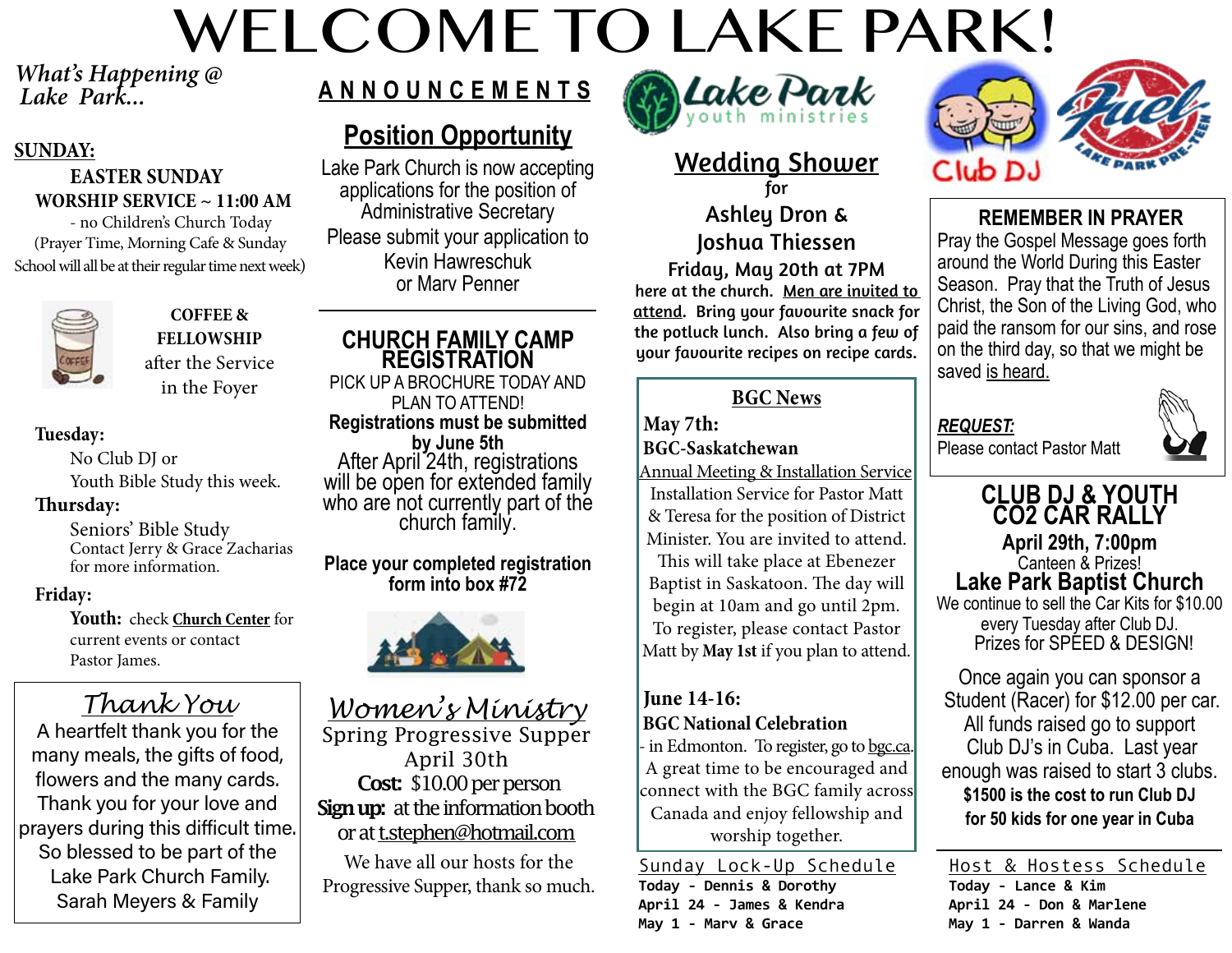# WELCOME TO LAKE PARK!

*What's Happening @ Lake Park...*

**SUNDAY:**

**EASTER SUNDAY**
**WORSHIP SERVICE ~ 11:00 AM**
- no Children's Church Today
(Prayer Time, Morning Cafe & Sunday School will all be at their regular time next week)

**COFFEE & FELLOWSHIP**
after the Service in the Foyer

**Tuesday:**
No Club DJ or Youth Bible Study this week.

**Thursday:**
Seniors' Bible Study
Contact Jerry & Grace Zacharias for more information.

**Friday:**
**Youth:** check **Church Center** for current events or contact Pastor James.

## *Thank You*

A heartfelt thank you for the many meals, the gifts of food, flowers and the many cards. Thank you for your love and prayers during this difficult time. So blessed to be part of the Lake Park Church Family.
Sarah Meyers & Family

## ANNOUNCEMENTS

### Position Opportunity

Lake Park Church is now accepting applications for the position of Administrative Secretary
Please submit your application to Kevin Hawreschuk or Marv Penner

### CHURCH FAMILY CAMP REGISTRATION

PICK UP A BROCHURE TODAY AND PLAN TO ATTEND!
**Registrations must be submitted by June 5th**
After April 24th, registrations will be open for extended family who are not currently part of the church family.

**Place your completed registration form into box #72**

### *Women's Ministry*

Spring Progressive Supper
April 30th
**Cost:** $10.00 per person
**Sign up:** at the information booth or at t.stephen@hotmail.com
We have all our hosts for the Progressive Supper, thank so much.

Lake Park youth ministries

### Wedding Shower

for
Ashley Dron & Joshua Thiessen
Friday, May 20th at 7PM
here at the church. Men are invited to attend. Bring your favourite snack for the potluck lunch. Also bring a few of your favourite recipes on recipe cards.

### BGC News

**May 7th:**
**BGC-Saskatchewan**
Annual Meeting & Installation Service
Installation Service for Pastor Matt & Teresa for the position of District Minister. You are invited to attend. This will take place at Ebenezer Baptist in Saskatoon. The day will begin at 10am and go until 2pm. To register, please contact Pastor Matt by **May 1st** if you plan to attend.

**June 14-16:**
**BGC National Celebration**
- in Edmonton. To register, go to bgc.ca. A great time to be encouraged and connect with the BGC family across Canada and enjoy fellowship and worship together.

Sunday Lock-Up Schedule
Today - Dennis & Dorothy
April 24 - James & Kendra
May 1 - Marv & Grace

Club DJ
Fuel Lake Park Pre-Teen

### REMEMBER IN PRAYER

Pray the Gospel Message goes forth around the World During this Easter Season. Pray that the Truth of Jesus Christ, the Son of the Living God, who paid the ransom for our sins, and rose on the third day, so that we might be saved is heard.

***REQUEST:***
Please contact Pastor Matt

### CLUB DJ & YOUTH CO2 CAR RALLY

**April 29th, 7:00pm**
Canteen & Prizes!
**Lake Park Baptist Church**
We continue to sell the Car Kits for $10.00 every Tuesday after Club DJ.
Prizes for SPEED & DESIGN!

Once again you can sponsor a Student (Racer) for $12.00 per car. All funds raised go to support Club DJ's in Cuba. Last year enough was raised to start 3 clubs.
**$1500 is the cost to run Club DJ for 50 kids for one year in Cuba**

Host & Hostess Schedule
Today - Lance & Kim
April 24 - Don & Marlene
May 1 - Darren & Wanda